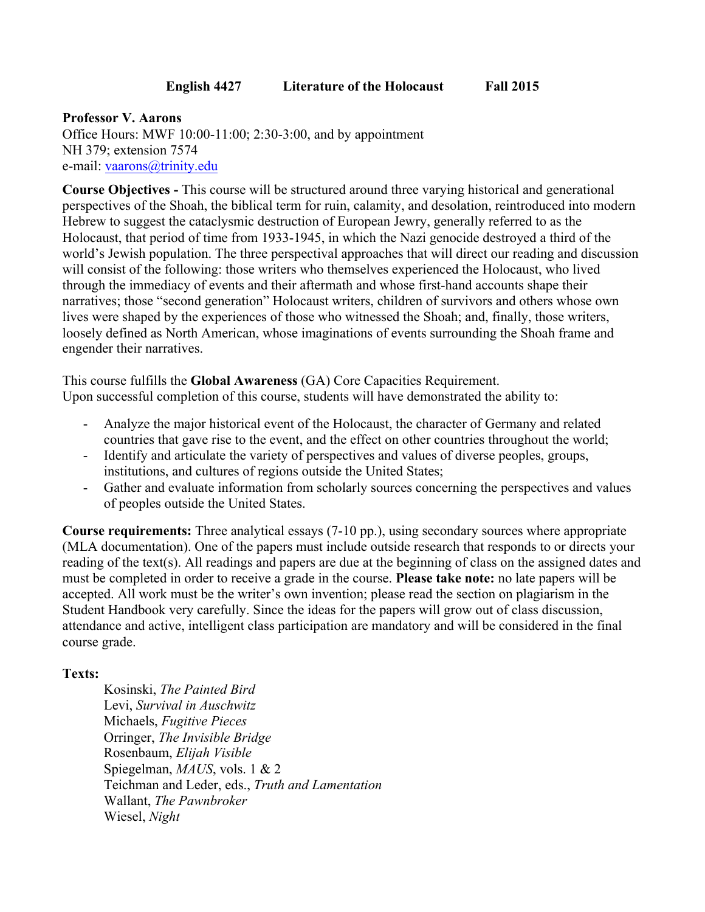**English 4427 Literature of the Holocaust Fall 2015**

**Professor V. Aarons**
Office Hours: MWF 10:00-11:00; 2:30-3:00, and by appointment
NH 379; extension 7574
e-mail: vaarons@trinity.edu

**Course Objectives -** This course will be structured around three varying historical and generational perspectives of the Shoah, the biblical term for ruin, calamity, and desolation, reintroduced into modern Hebrew to suggest the cataclysmic destruction of European Jewry, generally referred to as the Holocaust, that period of time from 1933-1945, in which the Nazi genocide destroyed a third of the world's Jewish population. The three perspectival approaches that will direct our reading and discussion will consist of the following: those writers who themselves experienced the Holocaust, who lived through the immediacy of events and their aftermath and whose first-hand accounts shape their narratives; those "second generation" Holocaust writers, children of survivors and others whose own lives were shaped by the experiences of those who witnessed the Shoah; and, finally, those writers, loosely defined as North American, whose imaginations of events surrounding the Shoah frame and engender their narratives.

This course fulfills the **Global Awareness** (GA) Core Capacities Requirement.
Upon successful completion of this course, students will have demonstrated the ability to:

- Analyze the major historical event of the Holocaust, the character of Germany and related countries that gave rise to the event, and the effect on other countries throughout the world;
- Identify and articulate the variety of perspectives and values of diverse peoples, groups, institutions, and cultures of regions outside the United States;
- Gather and evaluate information from scholarly sources concerning the perspectives and values of peoples outside the United States.

**Course requirements:** Three analytical essays (7-10 pp.), using secondary sources where appropriate (MLA documentation). One of the papers must include outside research that responds to or directs your reading of the text(s). All readings and papers are due at the beginning of class on the assigned dates and must be completed in order to receive a grade in the course. **Please take note:** no late papers will be accepted. All work must be the writer's own invention; please read the section on plagiarism in the Student Handbook very carefully. Since the ideas for the papers will grow out of class discussion, attendance and active, intelligent class participation are mandatory and will be considered in the final course grade.

**Texts:**

Kosinski, *The Painted Bird*
Levi, *Survival in Auschwitz*
Michaels, *Fugitive Pieces*
Orringer, *The Invisible Bridge*
Rosenbaum, *Elijah Visible*
Spiegelman, *MAUS*, vols. 1 & 2
Teichman and Leder, eds., *Truth and Lamentation*
Wallant, *The Pawnbroker*
Wiesel, *Night*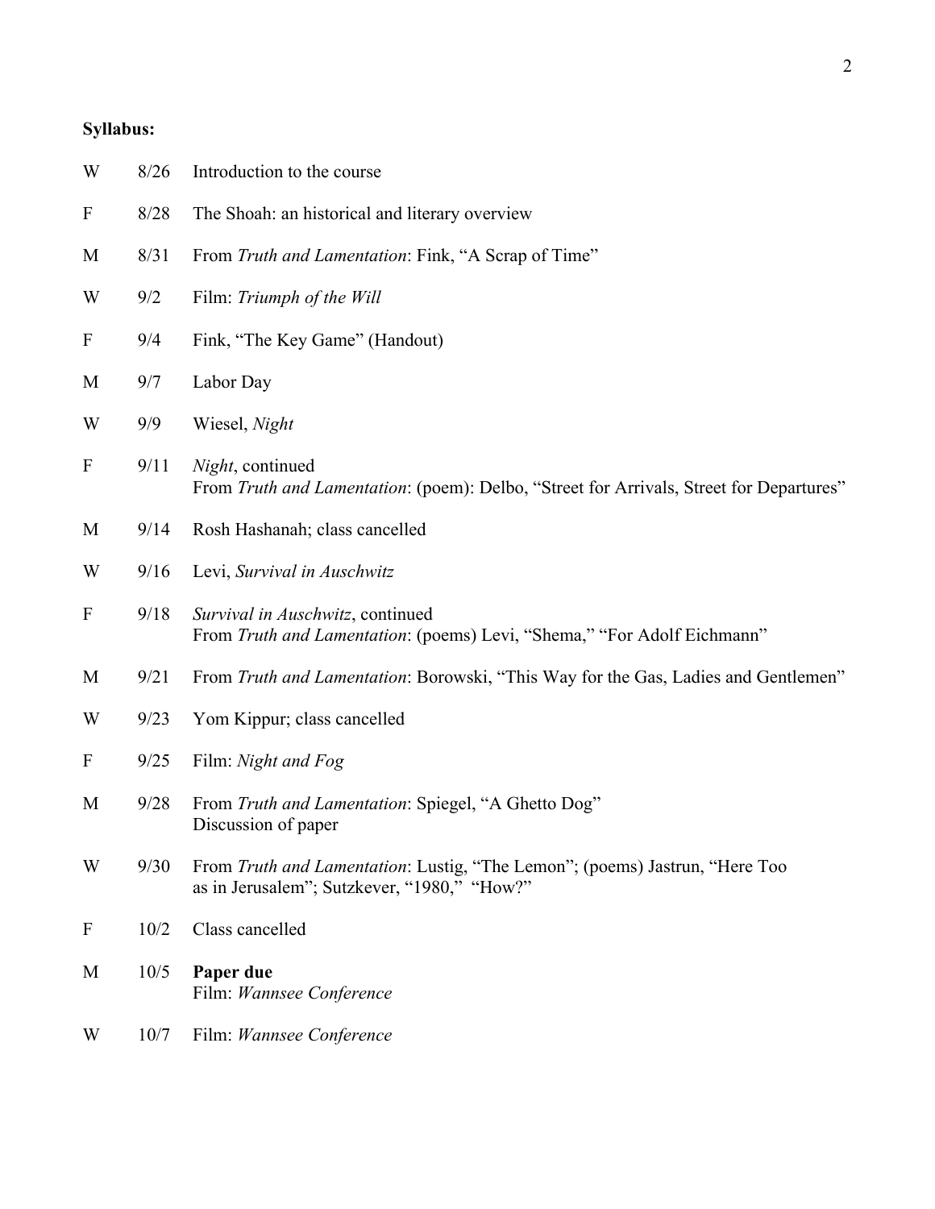**Syllabus:**

| | | |
|---|---|---|
| W | 8/26 | Introduction to the course |
| F | 8/28 | The Shoah: an historical and literary overview |
| M | 8/31 | From *Truth and Lamentation*: Fink, "A Scrap of Time" |
| W | 9/2 | Film: *Triumph of the Will* |
| F | 9/4 | Fink, "The Key Game" (Handout) |
| M | 9/7 | Labor Day |
| W | 9/9 | Wiesel, *Night* |
| F | 9/11 | *Night*, continued<br>From *Truth and Lamentation*: (poem): Delbo, "Street for Arrivals, Street for Departures" |
| M | 9/14 | Rosh Hashanah; class cancelled |
| W | 9/16 | Levi, *Survival in Auschwitz* |
| F | 9/18 | *Survival in Auschwitz*, continued<br>From *Truth and Lamentation*: (poems) Levi, "Shema," "For Adolf Eichmann" |
| M | 9/21 | From *Truth and Lamentation*: Borowski, "This Way for the Gas, Ladies and Gentlemen" |
| W | 9/23 | Yom Kippur; class cancelled |
| F | 9/25 | Film: *Night and Fog* |
| M | 9/28 | From *Truth and Lamentation*: Spiegel, "A Ghetto Dog"<br>Discussion of paper |
| W | 9/30 | From *Truth and Lamentation*: Lustig, "The Lemon"; (poems) Jastrun, "Here Too as in Jerusalem"; Sutzkever, "1980," "How?" |
| F | 10/2 | Class cancelled |
| M | 10/5 | **Paper due**<br>Film: *Wannsee Conference* |
| W | 10/7 | Film: *Wannsee Conference* |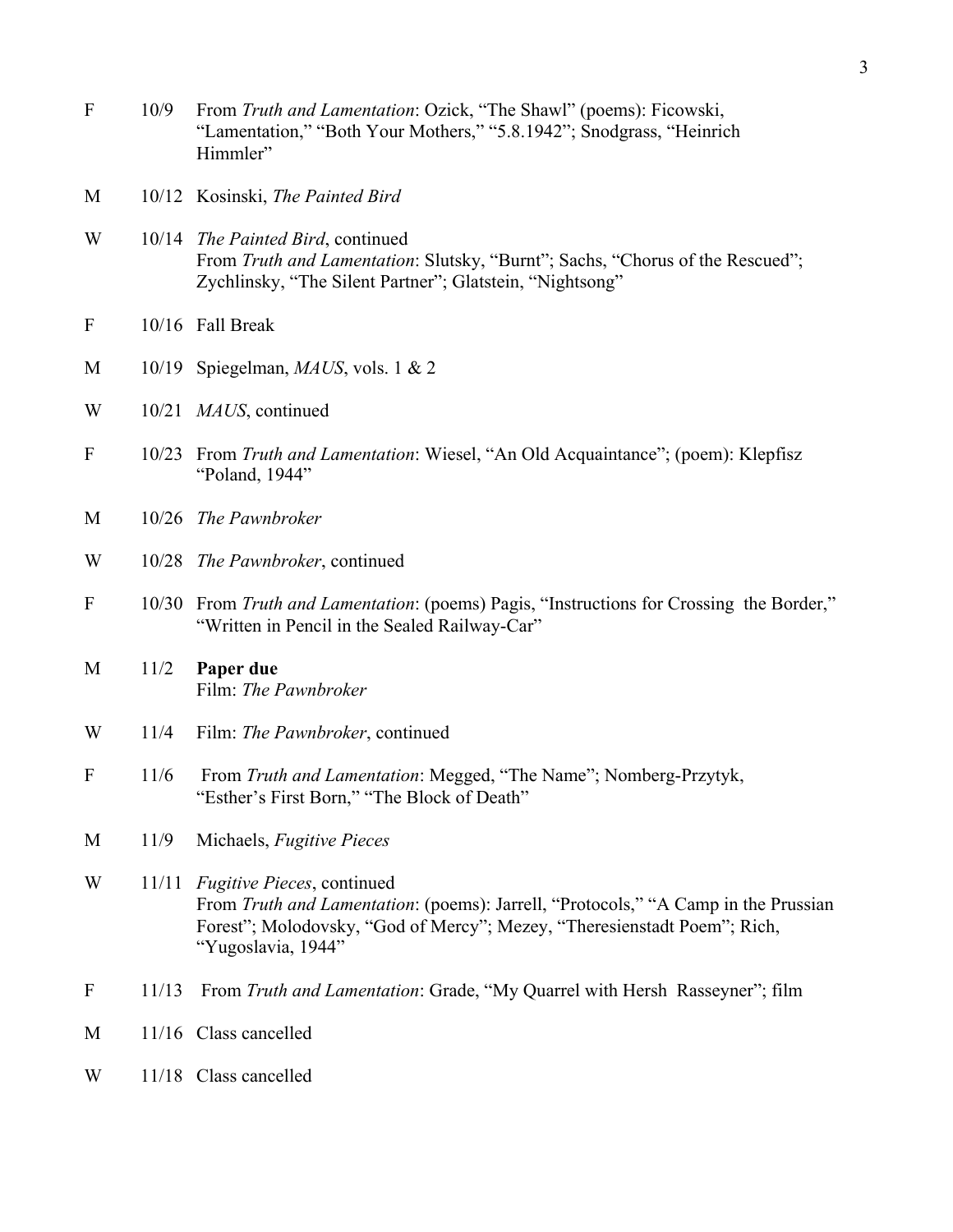| | | |
|---|---|---|
| F | 10/9 | From *Truth and Lamentation*: Ozick, "The Shawl" (poems): Ficowski, "Lamentation," "Both Your Mothers," "5.8.1942"; Snodgrass, "Heinrich Himmler" |
| M | 10/12 | Kosinski, *The Painted Bird* |
| W | 10/14 | *The Painted Bird*, continued<br>From *Truth and Lamentation*: Slutsky, "Burnt"; Sachs, "Chorus of the Rescued"; Zychlinsky, "The Silent Partner"; Glatstein, "Nightsong" |
| F | 10/16 | Fall Break |
| M | 10/19 | Spiegelman, *MAUS*, vols. 1 & 2 |
| W | 10/21 | *MAUS*, continued |
| F | 10/23 | From *Truth and Lamentation*: Wiesel, "An Old Acquaintance"; (poem): Klepfisz "Poland, 1944" |
| M | 10/26 | *The Pawnbroker* |
| W | 10/28 | *The Pawnbroker*, continued |
| F | 10/30 | From *Truth and Lamentation*: (poems) Pagis, "Instructions for Crossing the Border," "Written in Pencil in the Sealed Railway-Car" |
| M | 11/2 | **Paper due**<br>Film: *The Pawnbroker* |
| W | 11/4 | Film: *The Pawnbroker*, continued |
| F | 11/6 | From *Truth and Lamentation*: Megged, "The Name"; Nomberg-Przytyk, "Esther's First Born," "The Block of Death" |
| M | 11/9 | Michaels, *Fugitive Pieces* |
| W | 11/11 | *Fugitive Pieces*, continued<br>From *Truth and Lamentation*: (poems): Jarrell, "Protocols," "A Camp in the Prussian Forest"; Molodovsky, "God of Mercy"; Mezey, "Theresienstadt Poem"; Rich, "Yugoslavia, 1944" |
| F | 11/13 | From *Truth and Lamentation*: Grade, "My Quarrel with Hersh Rasseyner"; film |
| M | 11/16 | Class cancelled |
| W | 11/18 | Class cancelled |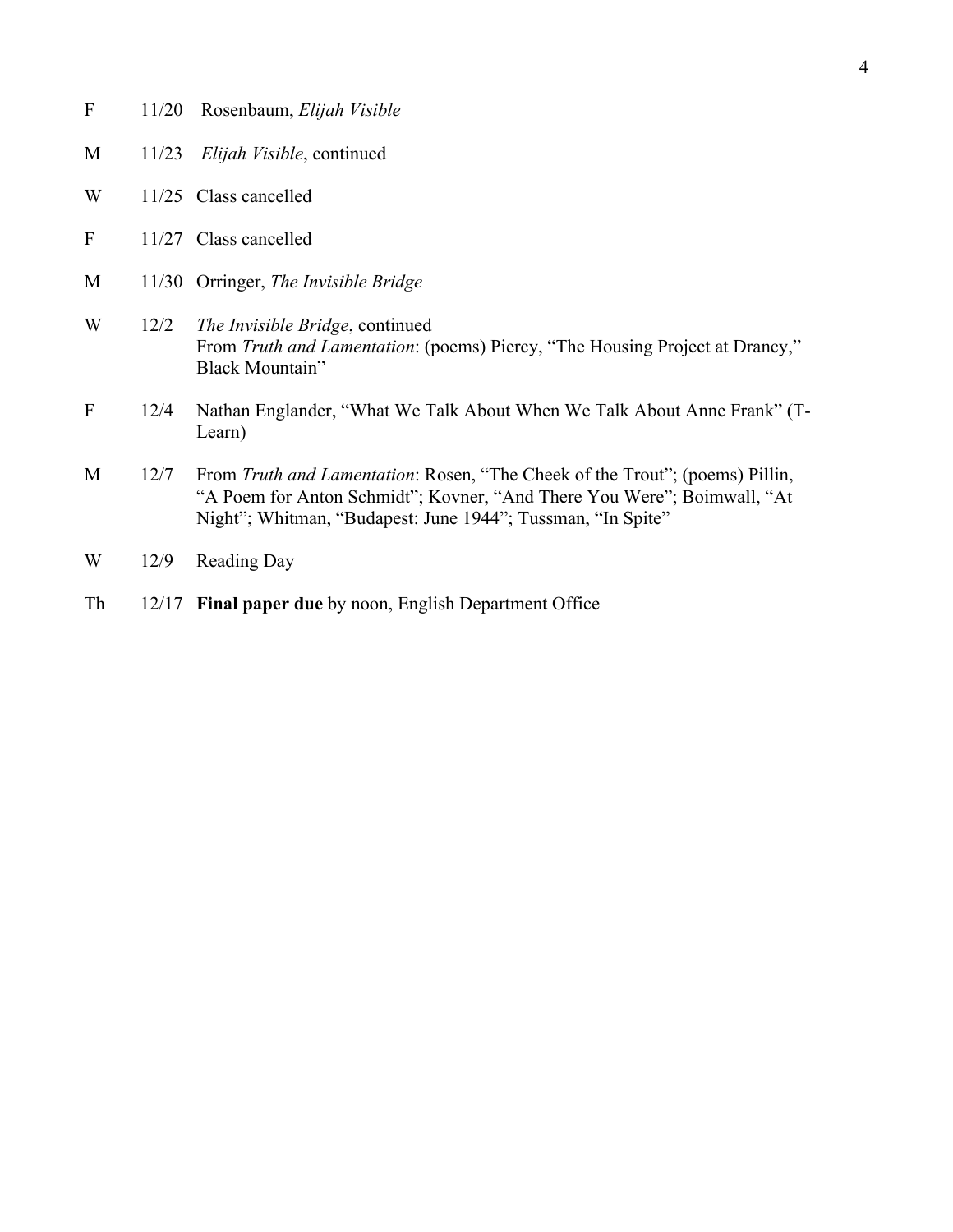| | | |
|---|---|---|
| F | 11/20 | Rosenbaum, *Elijah Visible* |
| M | 11/23 | *Elijah Visible*, continued |
| W | 11/25 | Class cancelled |
| F | 11/27 | Class cancelled |
| M | 11/30 | Orringer, *The Invisible Bridge* |
| W | 12/2 | *The Invisible Bridge*, continued<br>From *Truth and Lamentation*: (poems) Piercy, "The Housing Project at Drancy," Black Mountain" |
| F | 12/4 | Nathan Englander, "What We Talk About When We Talk About Anne Frank" (T-Learn) |
| M | 12/7 | From *Truth and Lamentation*: Rosen, "The Cheek of the Trout"; (poems) Pillin, "A Poem for Anton Schmidt"; Kovner, "And There You Were"; Boimwall, "At Night"; Whitman, "Budapest: June 1944"; Tussman, "In Spite" |
| W | 12/9 | Reading Day |
| Th | 12/17 | **Final paper due** by noon, English Department Office |